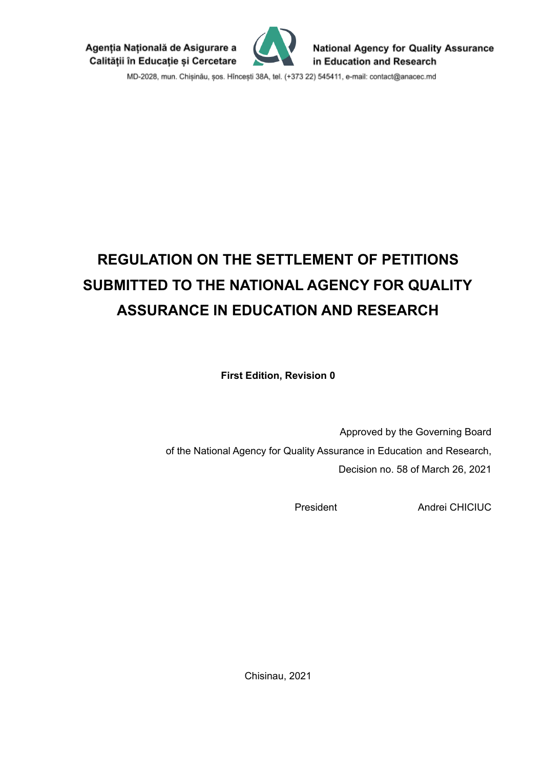Agenția Națională de Asigurare a Calității în Educație și Cercetare

National Agency for Quality Assurance in Education and Research

MD-2028, mun. Chișinău, șos. Hîncești 38A, tel. (+373 22) 545411, e-mail: contact@anacec.md

# REGULATION ON THE SETTLEMENT OF PETITIONS SUBMITTED TO THE NATIONAL AGENCY FOR QUALITY ASSURANCE IN EDUCATION AND RESEARCH

**First Edition, Revision 0**

Approved by the Governing Board
of the National Agency for Quality Assurance in Education and Research,
Decision no. 58 of March 26, 2021

President Andrei CHICIUC

Chisinau, 2021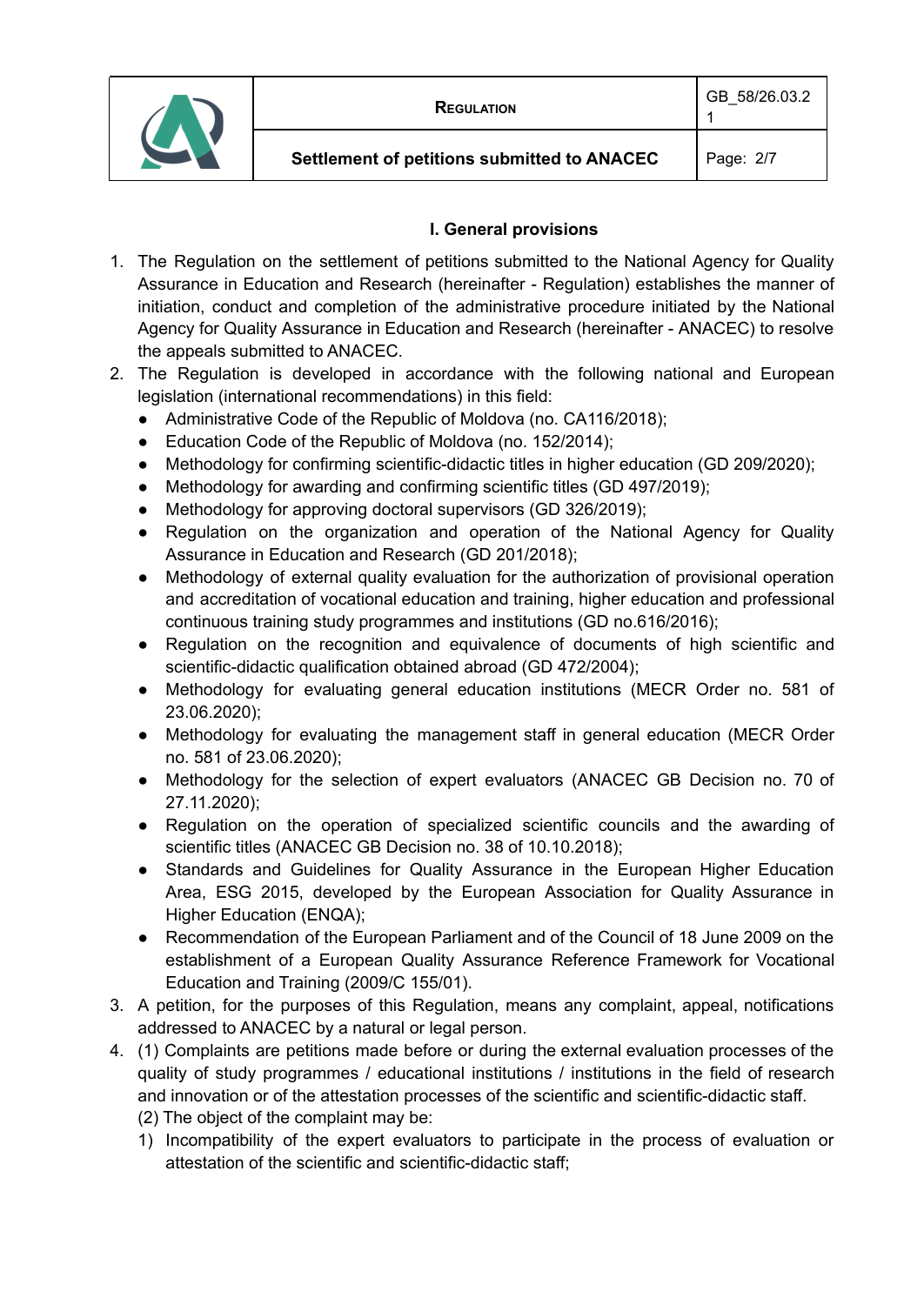## I. General provisions

1. The Regulation on the settlement of petitions submitted to the National Agency for Quality Assurance in Education and Research (hereinafter - Regulation) establishes the manner of initiation, conduct and completion of the administrative procedure initiated by the National Agency for Quality Assurance in Education and Research (hereinafter - ANACEC) to resolve the appeals submitted to ANACEC.
2. The Regulation is developed in accordance with the following national and European legislation (international recommendations) in this field:
   - Administrative Code of the Republic of Moldova (no. CA116/2018);
   - Education Code of the Republic of Moldova (no. 152/2014);
   - Methodology for confirming scientific-didactic titles in higher education (GD 209/2020);
   - Methodology for awarding and confirming scientific titles (GD 497/2019);
   - Methodology for approving doctoral supervisors (GD 326/2019);
   - Regulation on the organization and operation of the National Agency for Quality Assurance in Education and Research (GD 201/2018);
   - Methodology of external quality evaluation for the authorization of provisional operation and accreditation of vocational education and training, higher education and professional continuous training study programmes and institutions (GD no.616/2016);
   - Regulation on the recognition and equivalence of documents of high scientific and scientific-didactic qualification obtained abroad (GD 472/2004);
   - Methodology for evaluating general education institutions (MECR Order no. 581 of 23.06.2020);
   - Methodology for evaluating the management staff in general education (MECR Order no. 581 of 23.06.2020);
   - Methodology for the selection of expert evaluators (ANACEC GB Decision no. 70 of 27.11.2020);
   - Regulation on the operation of specialized scientific councils and the awarding of scientific titles (ANACEC GB Decision no. 38 of 10.10.2018);
   - Standards and Guidelines for Quality Assurance in the European Higher Education Area, ESG 2015, developed by the European Association for Quality Assurance in Higher Education (ENQA);
   - Recommendation of the European Parliament and of the Council of 18 June 2009 on the establishment of a European Quality Assurance Reference Framework for Vocational Education and Training (2009/C 155/01).
3. A petition, for the purposes of this Regulation, means any complaint, appeal, notifications addressed to ANACEC by a natural or legal person.
4. (1) Complaints are petitions made before or during the external evaluation processes of the quality of study programmes / educational institutions / institutions in the field of research and innovation or of the attestation processes of the scientific and scientific-didactic staff.

   (2) The object of the complaint may be:

   1) Incompatibility of the expert evaluators to participate in the process of evaluation or attestation of the scientific and scientific-didactic staff;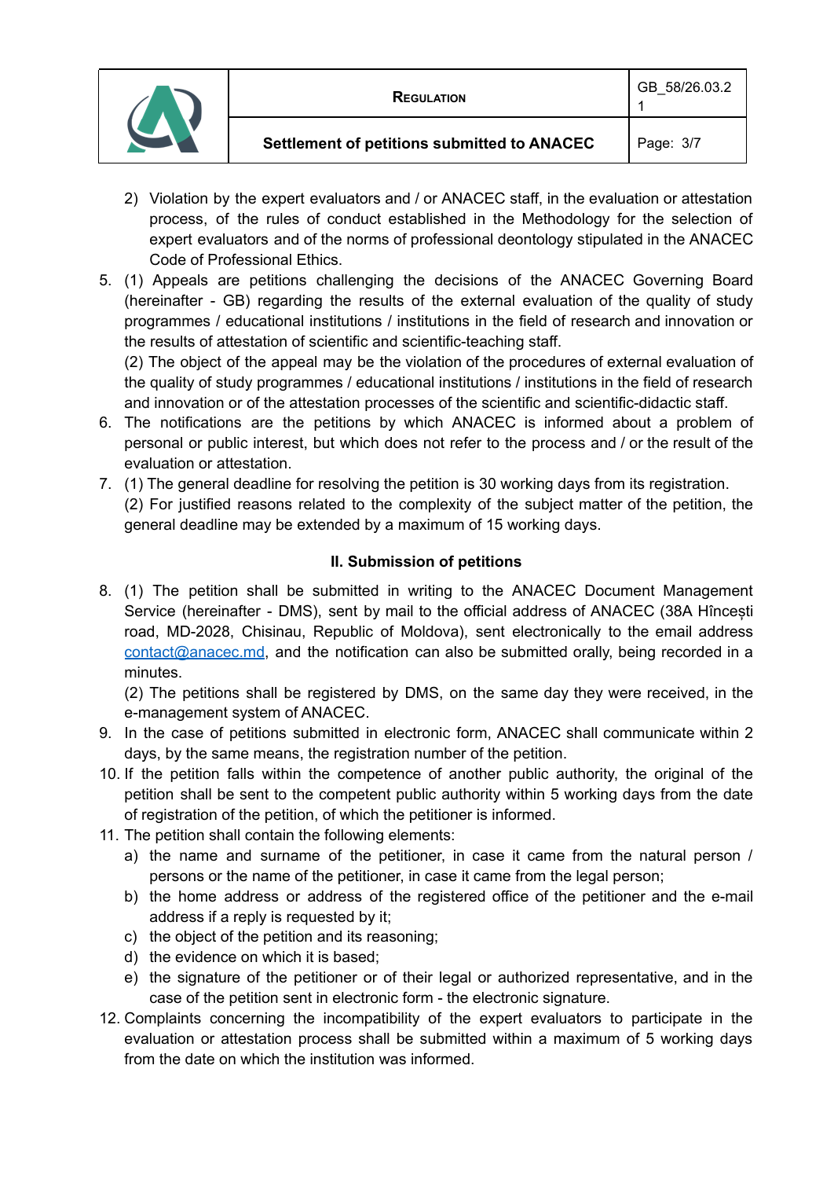2) Violation by the expert evaluators and / or ANACEC staff, in the evaluation or attestation process, of the rules of conduct established in the Methodology for the selection of expert evaluators and of the norms of professional deontology stipulated in the ANACEC Code of Professional Ethics.

5. (1) Appeals are petitions challenging the decisions of the ANACEC Governing Board (hereinafter - GB) regarding the results of the external evaluation of the quality of study programmes / educational institutions / institutions in the field of research and innovation or the results of attestation of scientific and scientific-teaching staff.
   (2) The object of the appeal may be the violation of the procedures of external evaluation of the quality of study programmes / educational institutions / institutions in the field of research and innovation or of the attestation processes of the scientific and scientific-didactic staff.
6. The notifications are the petitions by which ANACEC is informed about a problem of personal or public interest, but which does not refer to the process and / or the result of the evaluation or attestation.
7. (1) The general deadline for resolving the petition is 30 working days from its registration.
   (2) For justified reasons related to the complexity of the subject matter of the petition, the general deadline may be extended by a maximum of 15 working days.

## II. Submission of petitions

8. (1) The petition shall be submitted in writing to the ANACEC Document Management Service (hereinafter - DMS), sent by mail to the official address of ANACEC (38A Hîncești road, MD-2028, Chisinau, Republic of Moldova), sent electronically to the email address contact@anacec.md, and the notification can also be submitted orally, being recorded in a minutes.
   (2) The petitions shall be registered by DMS, on the same day they were received, in the e-management system of ANACEC.
9. In the case of petitions submitted in electronic form, ANACEC shall communicate within 2 days, by the same means, the registration number of the petition.
10. If the petition falls within the competence of another public authority, the original of the petition shall be sent to the competent public authority within 5 working days from the date of registration of the petition, of which the petitioner is informed.
11. The petition shall contain the following elements:
    a) the name and surname of the petitioner, in case it came from the natural person / persons or the name of the petitioner, in case it came from the legal person;
    b) the home address or address of the registered office of the petitioner and the e-mail address if a reply is requested by it;
    c) the object of the petition and its reasoning;
    d) the evidence on which it is based;
    e) the signature of the petitioner or of their legal or authorized representative, and in the case of the petition sent in electronic form - the electronic signature.
12. Complaints concerning the incompatibility of the expert evaluators to participate in the evaluation or attestation process shall be submitted within a maximum of 5 working days from the date on which the institution was informed.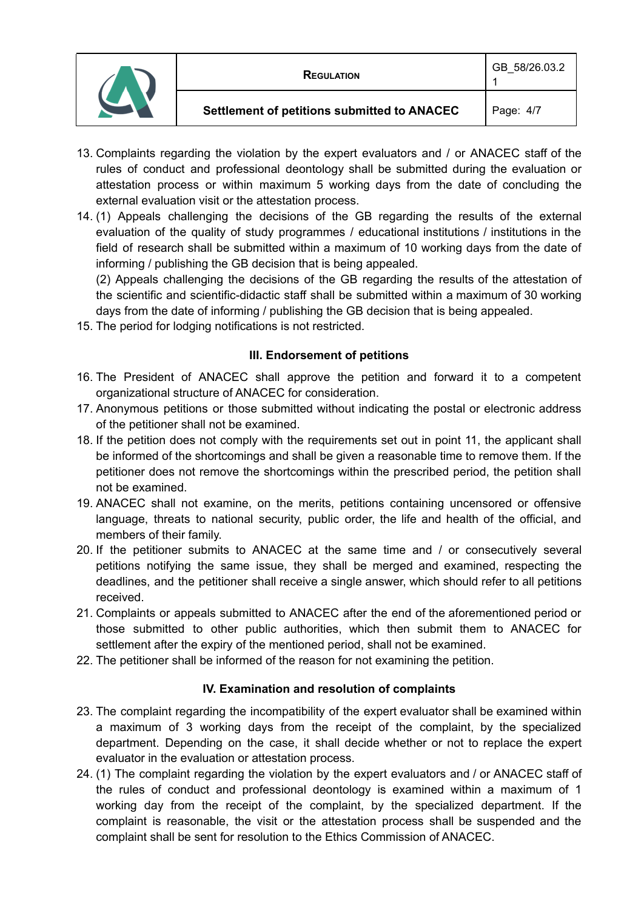13. Complaints regarding the violation by the expert evaluators and / or ANACEC staff of the rules of conduct and professional deontology shall be submitted during the evaluation or attestation process or within maximum 5 working days from the date of concluding the external evaluation visit or the attestation process.
14. (1) Appeals challenging the decisions of the GB regarding the results of the external evaluation of the quality of study programmes / educational institutions / institutions in the field of research shall be submitted within a maximum of 10 working days from the date of informing / publishing the GB decision that is being appealed.
    (2) Appeals challenging the decisions of the GB regarding the results of the attestation of the scientific and scientific-didactic staff shall be submitted within a maximum of 30 working days from the date of informing / publishing the GB decision that is being appealed.
15. The period for lodging notifications is not restricted.

### III. Endorsement of petitions

16. The President of ANACEC shall approve the petition and forward it to a competent organizational structure of ANACEC for consideration.
17. Anonymous petitions or those submitted without indicating the postal or electronic address of the petitioner shall not be examined.
18. If the petition does not comply with the requirements set out in point 11, the applicant shall be informed of the shortcomings and shall be given a reasonable time to remove them. If the petitioner does not remove the shortcomings within the prescribed period, the petition shall not be examined.
19. ANACEC shall not examine, on the merits, petitions containing uncensored or offensive language, threats to national security, public order, the life and health of the official, and members of their family.
20. If the petitioner submits to ANACEC at the same time and / or consecutively several petitions notifying the same issue, they shall be merged and examined, respecting the deadlines, and the petitioner shall receive a single answer, which should refer to all petitions received.
21. Complaints or appeals submitted to ANACEC after the end of the aforementioned period or those submitted to other public authorities, which then submit them to ANACEC for settlement after the expiry of the mentioned period, shall not be examined.
22. The petitioner shall be informed of the reason for not examining the petition.

### IV. Examination and resolution of complaints

23. The complaint regarding the incompatibility of the expert evaluator shall be examined within a maximum of 3 working days from the receipt of the complaint, by the specialized department. Depending on the case, it shall decide whether or not to replace the expert evaluator in the evaluation or attestation process.
24. (1) The complaint regarding the violation by the expert evaluators and / or ANACEC staff of the rules of conduct and professional deontology is examined within a maximum of 1 working day from the receipt of the complaint, by the specialized department. If the complaint is reasonable, the visit or the attestation process shall be suspended and the complaint shall be sent for resolution to the Ethics Commission of ANACEC.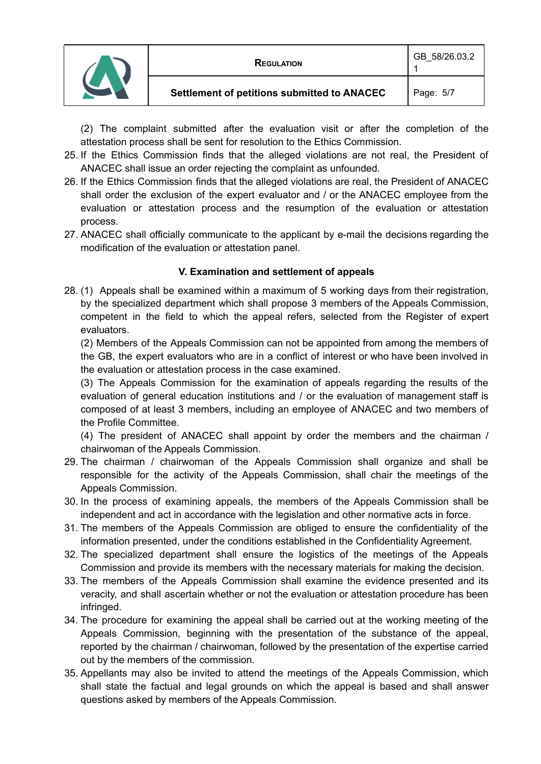(2) The complaint submitted after the evaluation visit or after the completion of the attestation process shall be sent for resolution to the Ethics Commission.

25. If the Ethics Commission finds that the alleged violations are not real, the President of ANACEC shall issue an order rejecting the complaint as unfounded.
26. If the Ethics Commission finds that the alleged violations are real, the President of ANACEC shall order the exclusion of the expert evaluator and / or the ANACEC employee from the evaluation or attestation process and the resumption of the evaluation or attestation process.
27. ANACEC shall officially communicate to the applicant by e-mail the decisions regarding the modification of the evaluation or attestation panel.

### V. Examination and settlement of appeals

28. (1) Appeals shall be examined within a maximum of 5 working days from their registration, by the specialized department which shall propose 3 members of the Appeals Commission, competent in the field to which the appeal refers, selected from the Register of expert evaluators.

    (2) Members of the Appeals Commission can not be appointed from among the members of the GB, the expert evaluators who are in a conflict of interest or who have been involved in the evaluation or attestation process in the case examined.

    (3) The Appeals Commission for the examination of appeals regarding the results of the evaluation of general education institutions and / or the evaluation of management staff is composed of at least 3 members, including an employee of ANACEC and two members of the Profile Committee.

    (4) The president of ANACEC shall appoint by order the members and the chairman / chairwoman of the Appeals Commission.

29. The chairman / chairwoman of the Appeals Commission shall organize and shall be responsible for the activity of the Appeals Commission, shall chair the meetings of the Appeals Commission.
30. In the process of examining appeals, the members of the Appeals Commission shall be independent and act in accordance with the legislation and other normative acts in force.
31. The members of the Appeals Commission are obliged to ensure the confidentiality of the information presented, under the conditions established in the Confidentiality Agreement.
32. The specialized department shall ensure the logistics of the meetings of the Appeals Commission and provide its members with the necessary materials for making the decision.
33. The members of the Appeals Commission shall examine the evidence presented and its veracity, and shall ascertain whether or not the evaluation or attestation procedure has been infringed.
34. The procedure for examining the appeal shall be carried out at the working meeting of the Appeals Commission, beginning with the presentation of the substance of the appeal, reported by the chairman / chairwoman, followed by the presentation of the expertise carried out by the members of the commission.
35. Appellants may also be invited to attend the meetings of the Appeals Commission, which shall state the factual and legal grounds on which the appeal is based and shall answer questions asked by members of the Appeals Commission.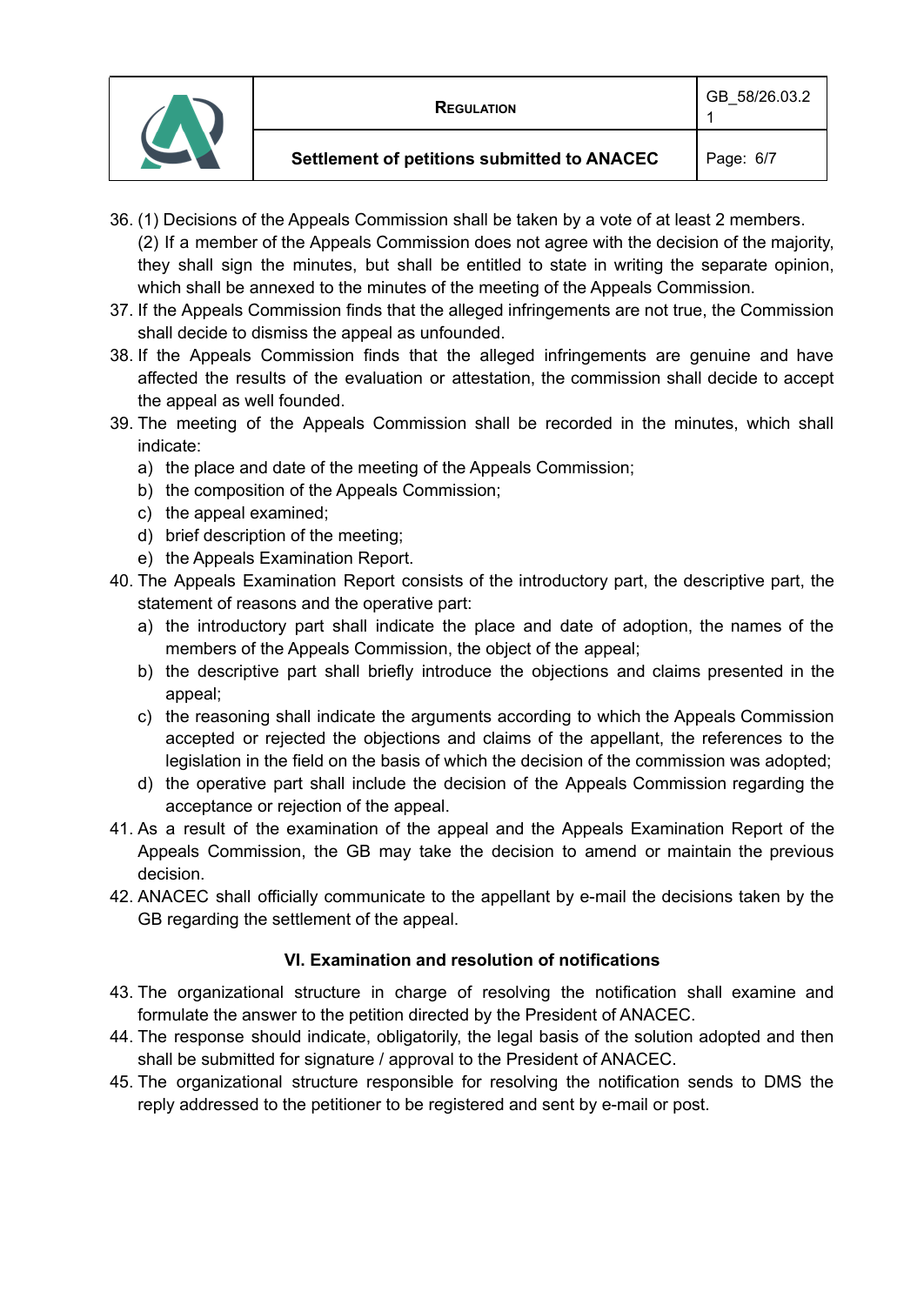36. (1) Decisions of the Appeals Commission shall be taken by a vote of at least 2 members.
    (2) If a member of the Appeals Commission does not agree with the decision of the majority, they shall sign the minutes, but shall be entitled to state in writing the separate opinion, which shall be annexed to the minutes of the meeting of the Appeals Commission.
37. If the Appeals Commission finds that the alleged infringements are not true, the Commission shall decide to dismiss the appeal as unfounded.
38. If the Appeals Commission finds that the alleged infringements are genuine and have affected the results of the evaluation or attestation, the commission shall decide to accept the appeal as well founded.
39. The meeting of the Appeals Commission shall be recorded in the minutes, which shall indicate:
    a) the place and date of the meeting of the Appeals Commission;
    b) the composition of the Appeals Commission;
    c) the appeal examined;
    d) brief description of the meeting;
    e) the Appeals Examination Report.
40. The Appeals Examination Report consists of the introductory part, the descriptive part, the statement of reasons and the operative part:
    a) the introductory part shall indicate the place and date of adoption, the names of the members of the Appeals Commission, the object of the appeal;
    b) the descriptive part shall briefly introduce the objections and claims presented in the appeal;
    c) the reasoning shall indicate the arguments according to which the Appeals Commission accepted or rejected the objections and claims of the appellant, the references to the legislation in the field on the basis of which the decision of the commission was adopted;
    d) the operative part shall include the decision of the Appeals Commission regarding the acceptance or rejection of the appeal.
41. As a result of the examination of the appeal and the Appeals Examination Report of the Appeals Commission, the GB may take the decision to amend or maintain the previous decision.
42. ANACEC shall officially communicate to the appellant by e-mail the decisions taken by the GB regarding the settlement of the appeal.

### VI. Examination and resolution of notifications

43. The organizational structure in charge of resolving the notification shall examine and formulate the answer to the petition directed by the President of ANACEC.
44. The response should indicate, obligatorily, the legal basis of the solution adopted and then shall be submitted for signature / approval to the President of ANACEC.
45. The organizational structure responsible for resolving the notification sends to DMS the reply addressed to the petitioner to be registered and sent by e-mail or post.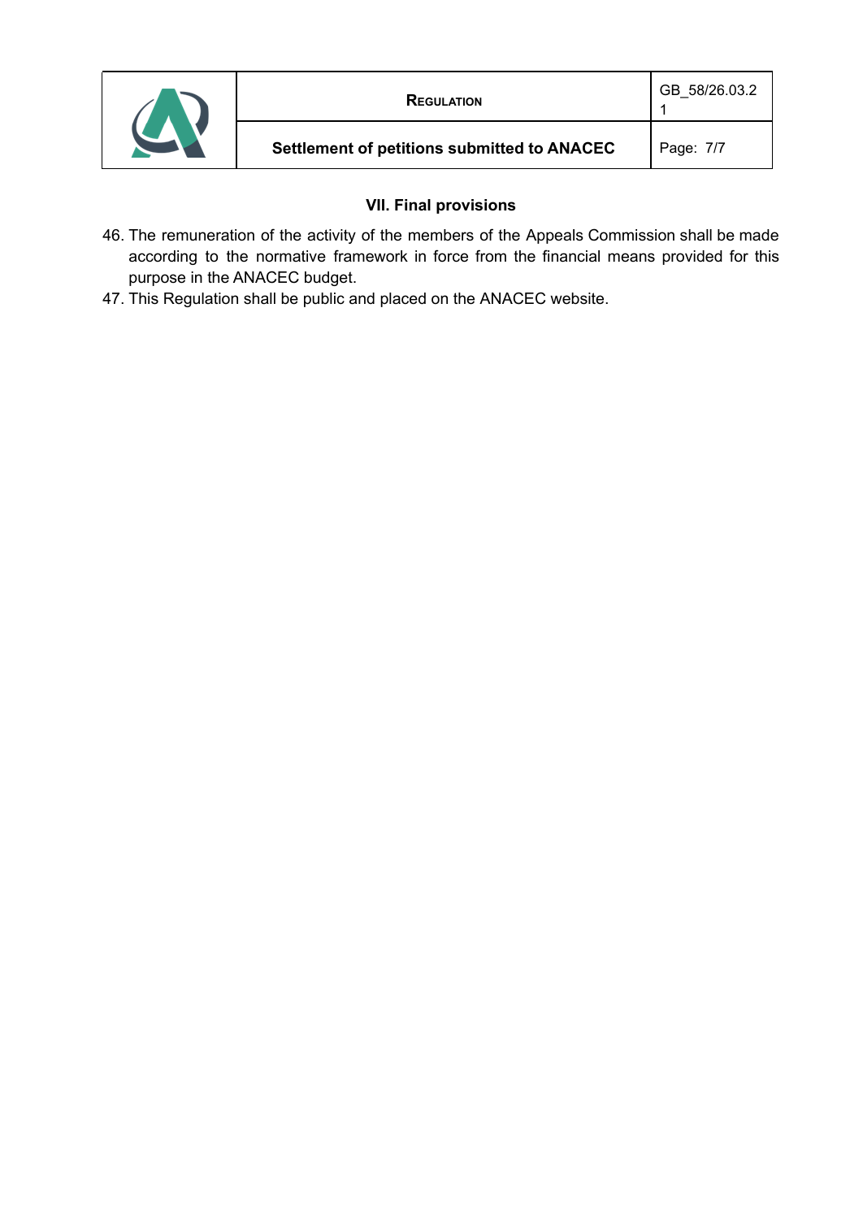## VII. Final provisions

46. The remuneration of the activity of the members of the Appeals Commission shall be made according to the normative framework in force from the financial means provided for this purpose in the ANACEC budget.
47. This Regulation shall be public and placed on the ANACEC website.